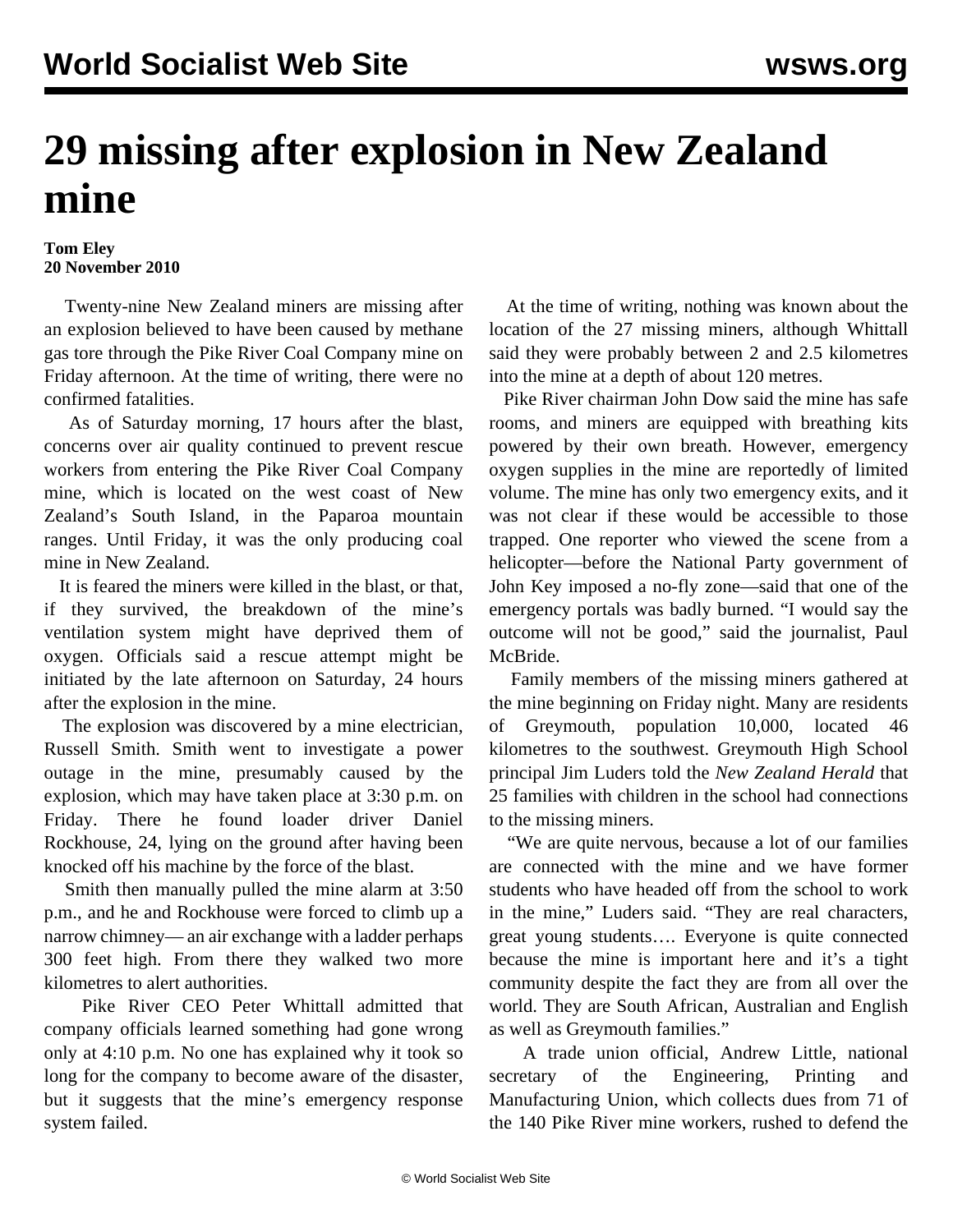# 29 missing after explosion in New Zealand mine

**Tom Eley**
**20 November 2010**

Twenty-nine New Zealand miners are missing after an explosion believed to have been caused by methane gas tore through the Pike River Coal Company mine on Friday afternoon. At the time of writing, there were no confirmed fatalities.

As of Saturday morning, 17 hours after the blast, concerns over air quality continued to prevent rescue workers from entering the Pike River Coal Company mine, which is located on the west coast of New Zealand's South Island, in the Paparoa mountain ranges. Until Friday, it was the only producing coal mine in New Zealand.

It is feared the miners were killed in the blast, or that, if they survived, the breakdown of the mine's ventilation system might have deprived them of oxygen. Officials said a rescue attempt might be initiated by the late afternoon on Saturday, 24 hours after the explosion in the mine.

The explosion was discovered by a mine electrician, Russell Smith. Smith went to investigate a power outage in the mine, presumably caused by the explosion, which may have taken place at 3:30 p.m. on Friday. There he found loader driver Daniel Rockhouse, 24, lying on the ground after having been knocked off his machine by the force of the blast.

Smith then manually pulled the mine alarm at 3:50 p.m., and he and Rockhouse were forced to climb up a narrow chimney— an air exchange with a ladder perhaps 300 feet high. From there they walked two more kilometres to alert authorities.

Pike River CEO Peter Whittall admitted that company officials learned something had gone wrong only at 4:10 p.m. No one has explained why it took so long for the company to become aware of the disaster, but it suggests that the mine's emergency response system failed.

At the time of writing, nothing was known about the location of the 27 missing miners, although Whittall said they were probably between 2 and 2.5 kilometres into the mine at a depth of about 120 metres.

Pike River chairman John Dow said the mine has safe rooms, and miners are equipped with breathing kits powered by their own breath. However, emergency oxygen supplies in the mine are reportedly of limited volume. The mine has only two emergency exits, and it was not clear if these would be accessible to those trapped. One reporter who viewed the scene from a helicopter—before the National Party government of John Key imposed a no-fly zone—said that one of the emergency portals was badly burned. "I would say the outcome will not be good," said the journalist, Paul McBride.

Family members of the missing miners gathered at the mine beginning on Friday night. Many are residents of Greymouth, population 10,000, located 46 kilometres to the southwest. Greymouth High School principal Jim Luders told the *New Zealand Herald* that 25 families with children in the school had connections to the missing miners.

"We are quite nervous, because a lot of our families are connected with the mine and we have former students who have headed off from the school to work in the mine," Luders said. "They are real characters, great young students…. Everyone is quite connected because the mine is important here and it's a tight community despite the fact they are from all over the world. They are South African, Australian and English as well as Greymouth families."

A trade union official, Andrew Little, national secretary of the Engineering, Printing and Manufacturing Union, which collects dues from 71 of the 140 Pike River mine workers, rushed to defend the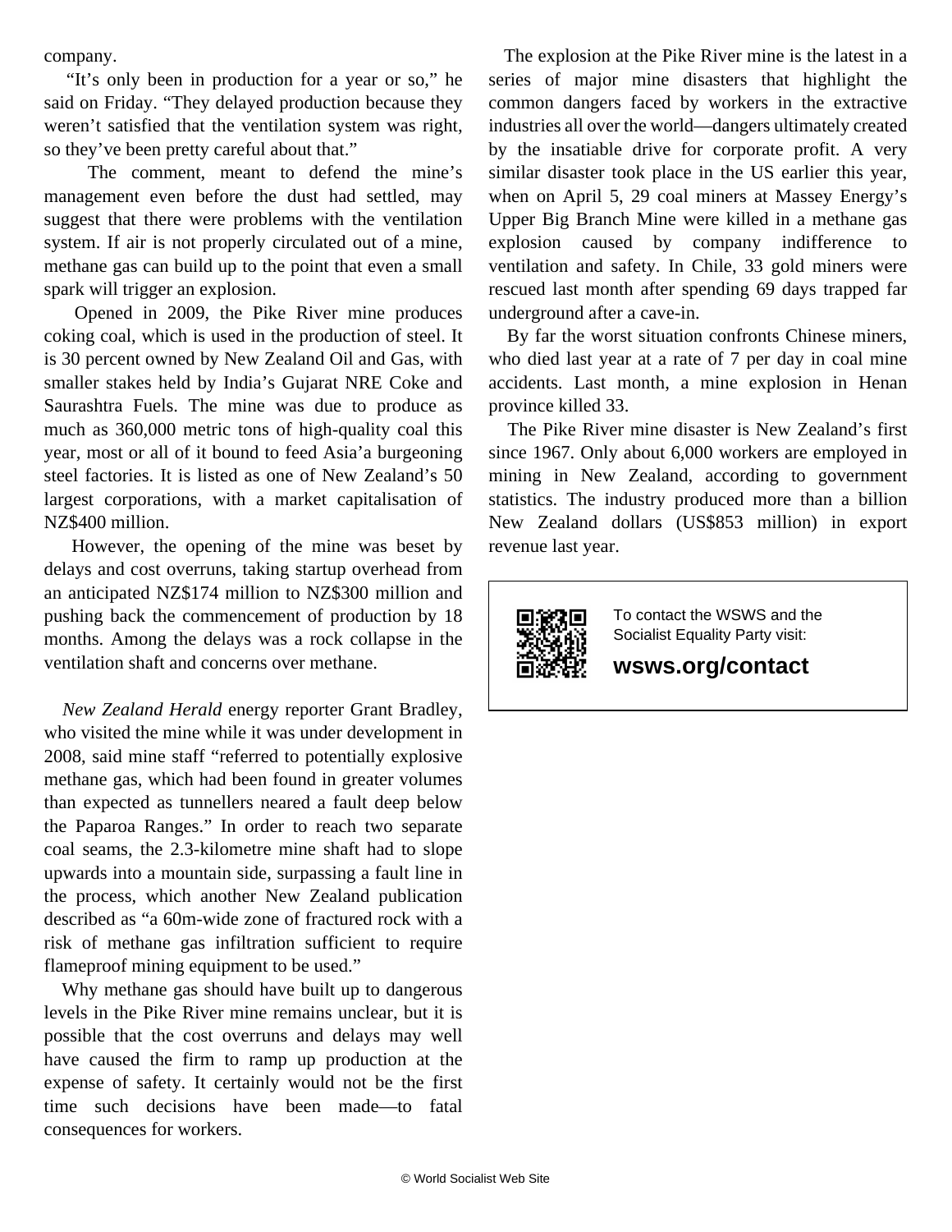company.

"It's only been in production for a year or so," he said on Friday. "They delayed production because they weren't satisfied that the ventilation system was right, so they've been pretty careful about that."

The comment, meant to defend the mine's management even before the dust had settled, may suggest that there were problems with the ventilation system. If air is not properly circulated out of a mine, methane gas can build up to the point that even a small spark will trigger an explosion.

Opened in 2009, the Pike River mine produces coking coal, which is used in the production of steel. It is 30 percent owned by New Zealand Oil and Gas, with smaller stakes held by India's Gujarat NRE Coke and Saurashtra Fuels. The mine was due to produce as much as 360,000 metric tons of high-quality coal this year, most or all of it bound to feed Asia'a burgeoning steel factories. It is listed as one of New Zealand's 50 largest corporations, with a market capitalisation of NZ$400 million.

However, the opening of the mine was beset by delays and cost overruns, taking startup overhead from an anticipated NZ$174 million to NZ$300 million and pushing back the commencement of production by 18 months. Among the delays was a rock collapse in the ventilation shaft and concerns over methane.

*New Zealand Herald* energy reporter Grant Bradley, who visited the mine while it was under development in 2008, said mine staff "referred to potentially explosive methane gas, which had been found in greater volumes than expected as tunnellers neared a fault deep below the Paparoa Ranges." In order to reach two separate coal seams, the 2.3-kilometre mine shaft had to slope upwards into a mountain side, surpassing a fault line in the process, which another New Zealand publication described as "a 60m-wide zone of fractured rock with a risk of methane gas infiltration sufficient to require flameproof mining equipment to be used."

Why methane gas should have built up to dangerous levels in the Pike River mine remains unclear, but it is possible that the cost overruns and delays may well have caused the firm to ramp up production at the expense of safety. It certainly would not be the first time such decisions have been made—to fatal consequences for workers.

The explosion at the Pike River mine is the latest in a series of major mine disasters that highlight the common dangers faced by workers in the extractive industries all over the world—dangers ultimately created by the insatiable drive for corporate profit. A very similar disaster took place in the US earlier this year, when on April 5, 29 coal miners at Massey Energy's Upper Big Branch Mine were killed in a methane gas explosion caused by company indifference to ventilation and safety. In Chile, 33 gold miners were rescued last month after spending 69 days trapped far underground after a cave-in.

By far the worst situation confronts Chinese miners, who died last year at a rate of 7 per day in coal mine accidents. Last month, a mine explosion in Henan province killed 33.

The Pike River mine disaster is New Zealand's first since 1967. Only about 6,000 workers are employed in mining in New Zealand, according to government statistics. The industry produced more than a billion New Zealand dollars (US$853 million) in export revenue last year.

To contact the WSWS and the Socialist Equality Party visit:

**wsws.org/contact**